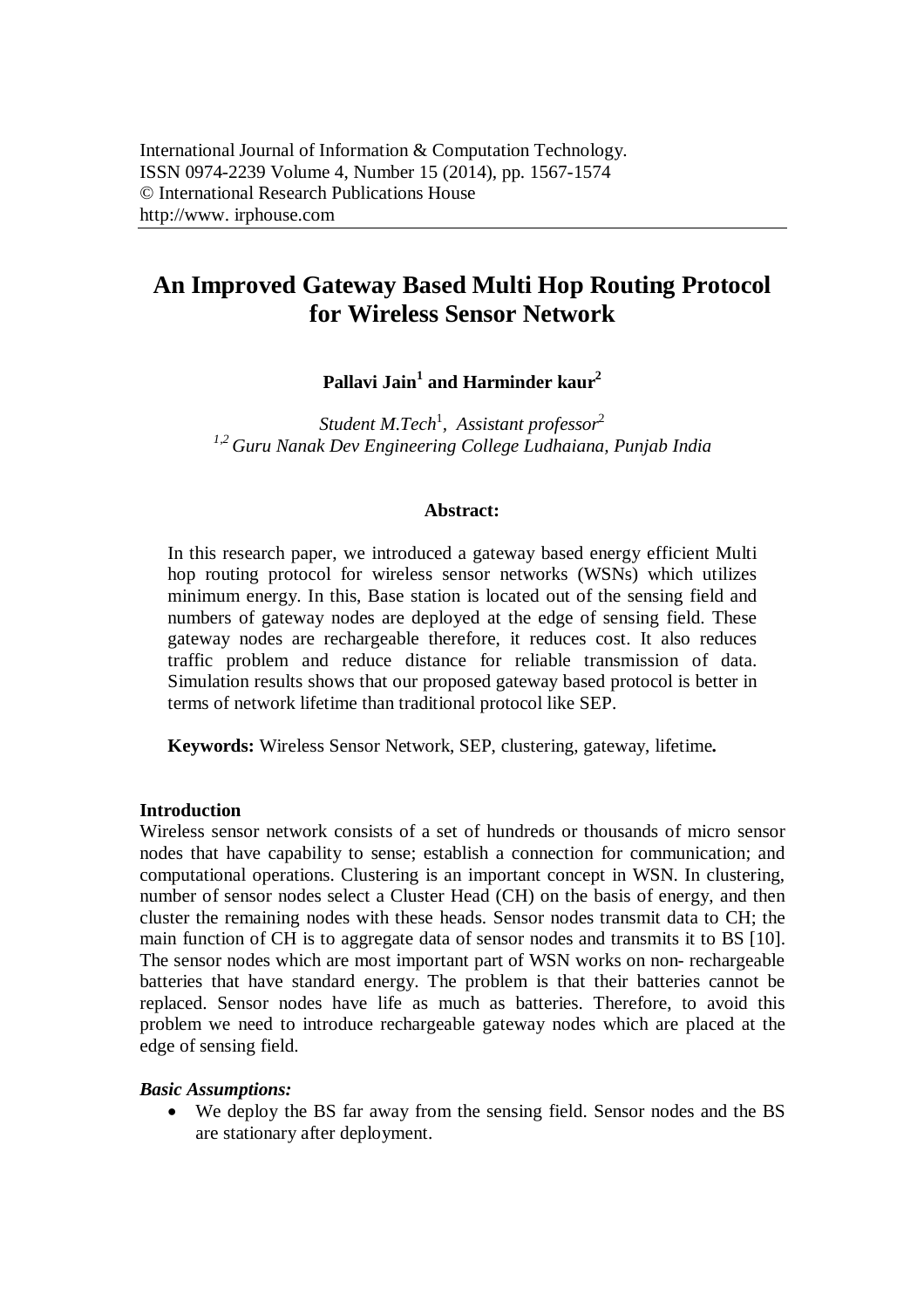International Journal of Information & Computation Technology.
ISSN 0974-2239 Volume 4, Number 15 (2014), pp. 1567-1574
© International Research Publications House
http://www. irphouse.com

# An Improved Gateway Based Multi Hop Routing Protocol for Wireless Sensor Network

**Pallavi Jain[1] and Harminder kaur[2]**

*Student M.Tech[1], Assistant professor[2]*
*[1,2] Guru Nanak Dev Engineering College Ludhaiana, Punjab India*

**Abstract:**

In this research paper, we introduced a gateway based energy efficient Multi hop routing protocol for wireless sensor networks (WSNs) which utilizes minimum energy. In this, Base station is located out of the sensing field and numbers of gateway nodes are deployed at the edge of sensing field. These gateway nodes are rechargeable therefore, it reduces cost. It also reduces traffic problem and reduce distance for reliable transmission of data. Simulation results shows that our proposed gateway based protocol is better in terms of network lifetime than traditional protocol like SEP.

**Keywords:** Wireless Sensor Network, SEP, clustering, gateway, lifetime**.**

## Introduction

Wireless sensor network consists of a set of hundreds or thousands of micro sensor nodes that have capability to sense; establish a connection for communication; and computational operations. Clustering is an important concept in WSN. In clustering, number of sensor nodes select a Cluster Head (CH) on the basis of energy, and then cluster the remaining nodes with these heads. Sensor nodes transmit data to CH; the main function of CH is to aggregate data of sensor nodes and transmits it to BS [10]. The sensor nodes which are most important part of WSN works on non- rechargeable batteries that have standard energy. The problem is that their batteries cannot be replaced. Sensor nodes have life as much as batteries. Therefore, to avoid this problem we need to introduce rechargeable gateway nodes which are placed at the edge of sensing field.

### *Basic Assumptions:*

- We deploy the BS far away from the sensing field. Sensor nodes and the BS are stationary after deployment.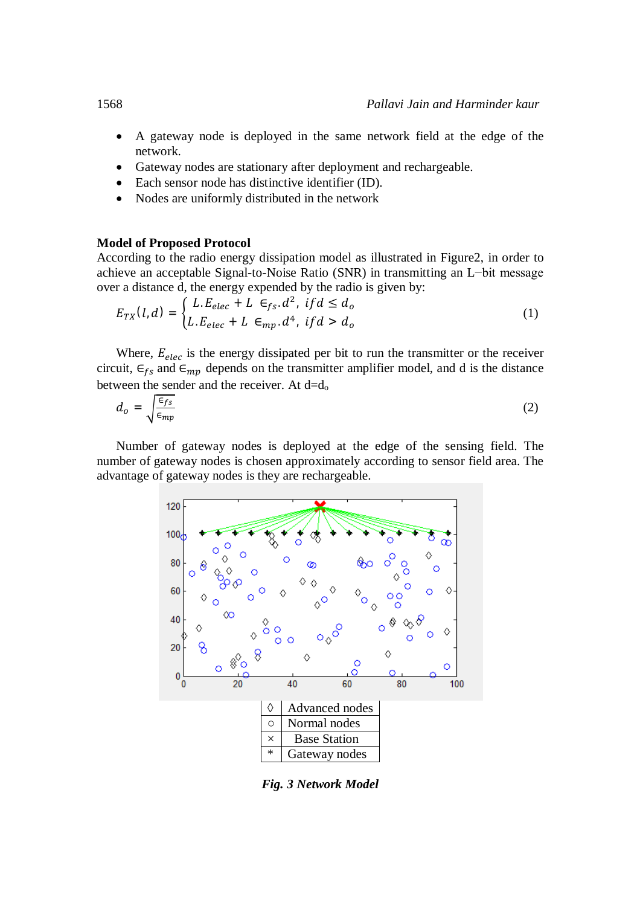- A gateway node is deployed in the same network field at the edge of the network.
- Gateway nodes are stationary after deployment and rechargeable.
- Each sensor node has distinctive identifier (ID).
- Nodes are uniformly distributed in the network

**Model of Proposed Protocol**

According to the radio energy dissipation model as illustrated in Figure2, in order to achieve an acceptable Signal-to-Noise Ratio (SNR) in transmitting an L−bit message over a distance d, the energy expended by the radio is given by:

$$E_{TX}(l,d) = \begin{cases} L.E_{elec} + L\ \epsilon_{fs}.d^2,\ if d \le d_o \\ L.E_{elec} + L\ \epsilon_{mp}.d^4,\ if d > d_o \end{cases} \quad (1)$$

Where, $E_{elec}$ is the energy dissipated per bit to run the transmitter or the receiver circuit, $\epsilon_{fs}$ and $\epsilon_{mp}$ depends on the transmitter amplifier model, and d is the distance between the sender and the receiver. At d=$d_o$

$$d_o = \sqrt{\frac{\epsilon_{fs}}{\epsilon_{mp}}} \quad (2)$$

Number of gateway nodes is deployed at the edge of the sensing field. The number of gateway nodes is chosen approximately according to sensor field area. The advantage of gateway nodes is they are rechargeable.

| ◊ | Advanced nodes |
|---|---|
| ○ | Normal nodes |
| × | Base Station |
| * | Gateway nodes |

*Fig. 3 Network Model*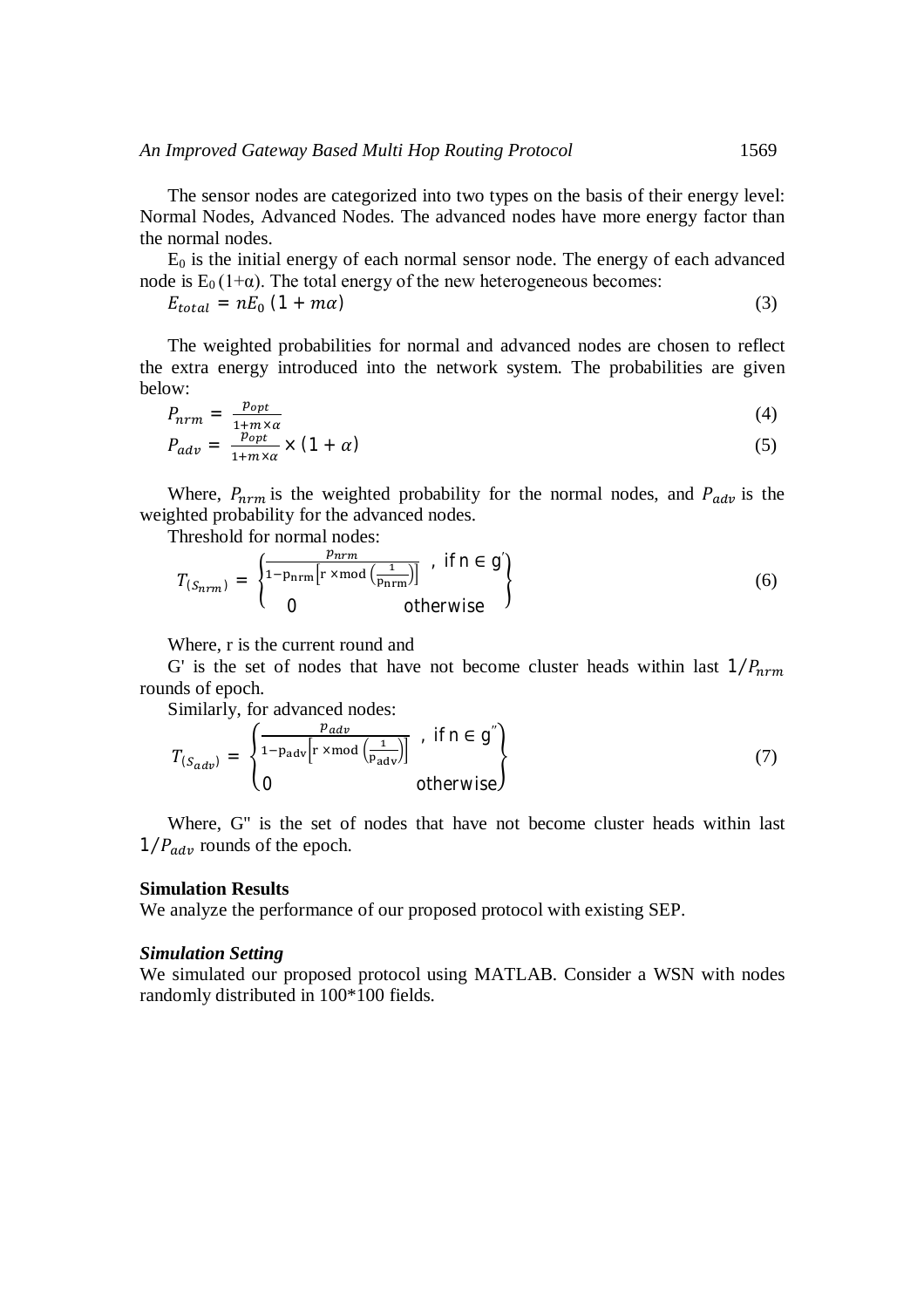The sensor nodes are categorized into two types on the basis of their energy level: Normal Nodes, Advanced Nodes. The advanced nodes have more energy factor than the normal nodes.

$E_0$ is the initial energy of each normal sensor node. The energy of each advanced node is $E_0 (1+\alpha)$. The total energy of the new heterogeneous becomes:

$$E_{total} = nE_0 \,(1 + m\alpha) \tag{3}$$

The weighted probabilities for normal and advanced nodes are chosen to reflect the extra energy introduced into the network system. The probabilities are given below:

$$P_{nrm} = \frac{p_{opt}}{1+m\times\alpha} \tag{4}$$

$$P_{adv} = \frac{p_{opt}}{1+m\times\alpha} \times (1 + \alpha) \tag{5}$$

Where, $P_{nrm}$ is the weighted probability for the normal nodes, and $P_{adv}$ is the weighted probability for the advanced nodes.

Threshold for normal nodes:

$$T_{(S_{nrm})} = \begin{Bmatrix} \frac{p_{nrm}}{1-\mathrm{p_{nrm}}\left[\mathrm{r} \times \mathrm{mod}\left(\frac{1}{\mathrm{p_{nrm}}}\right)\right]} & , \text{ if } n \in g' \\ 0 & \text{otherwise} \end{Bmatrix} \tag{6}$$

Where, r is the current round and

G' is the set of nodes that have not become cluster heads within last $1/P_{nrm}$ rounds of epoch.

Similarly, for advanced nodes:

$$T_{(S_{adv})} = \begin{Bmatrix} \frac{p_{adv}}{1-\mathrm{p_{adv}}\left[\mathrm{r} \times \mathrm{mod}\left(\frac{1}{\mathrm{p_{adv}}}\right)\right]} & , \text{ if } n \in g'' \\ 0 & \text{otherwise} \end{Bmatrix} \tag{7}$$

Where, G" is the set of nodes that have not become cluster heads within last $1/P_{adv}$ rounds of the epoch.

**Simulation Results**

We analyze the performance of our proposed protocol with existing SEP.

***Simulation Setting***

We simulated our proposed protocol using MATLAB. Consider a WSN with nodes randomly distributed in 100*100 fields.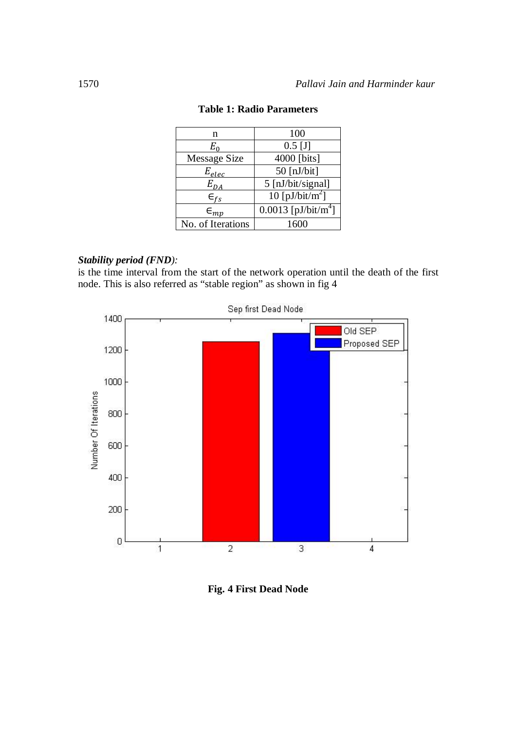**Table 1: Radio Parameters**

| n | 100 |
|---|---|
| $E_0$ | 0.5 [J] |
| Message Size | 4000 [bits] |
| $E_{elec}$ | 50 [nJ/bit] |
| $E_{DA}$ | 5 [nJ/bit/signal] |
| $\in_{fs}$ | 10 [pJ/bit/m$^2$] |
| $\in_{mp}$ | 0.0013 [pJ/bit/m$^4$] |
| No. of Iterations | 1600 |

***Stability period (FND):***
is the time interval from the start of the network operation until the death of the first node. This is also referred as "stable region" as shown in fig 4

**Fig. 4 First Dead Node**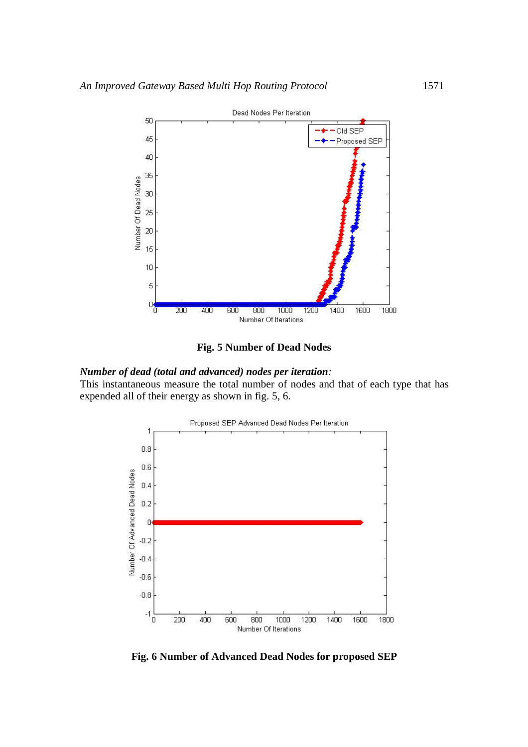**Fig. 5 Number of Dead Nodes**

***Number of dead (total and advanced) nodes per iteration****:*
This instantaneous measure the total number of nodes and that of each type that has expended all of their energy as shown in fig. 5, 6.

**Fig. 6 Number of Advanced Dead Nodes for proposed SEP**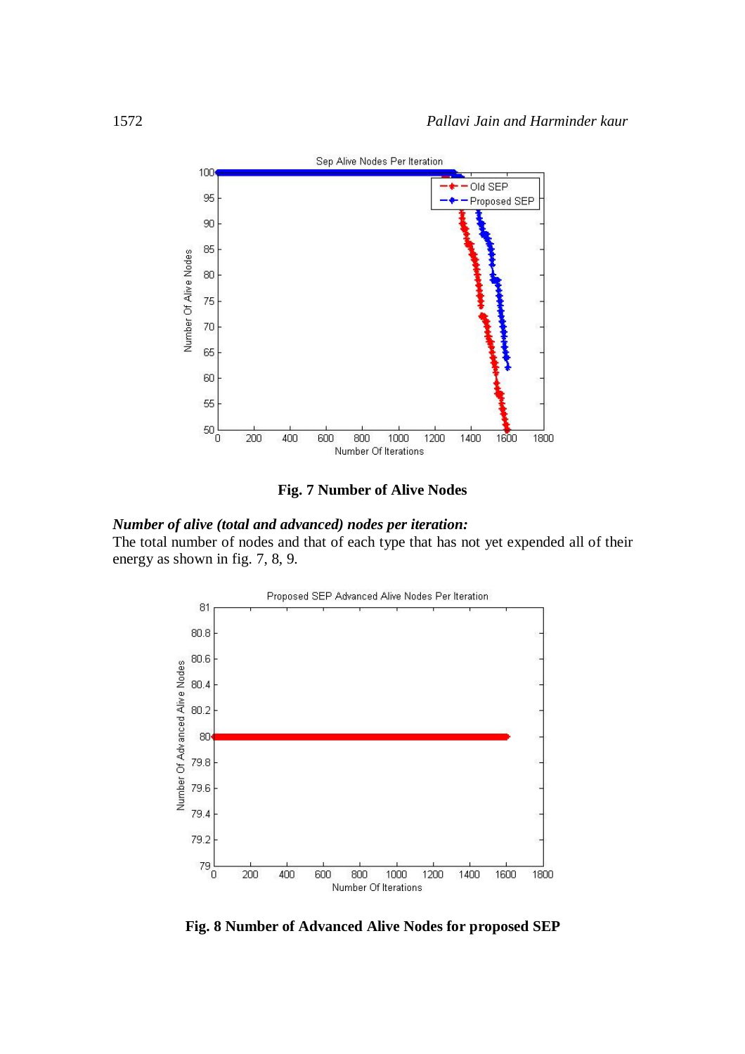**Fig. 7 Number of Alive Nodes**

***Number of alive (total and advanced) nodes per iteration:***

The total number of nodes and that of each type that has not yet expended all of their energy as shown in fig. 7, 8, 9.

**Fig. 8 Number of Advanced Alive Nodes for proposed SEP**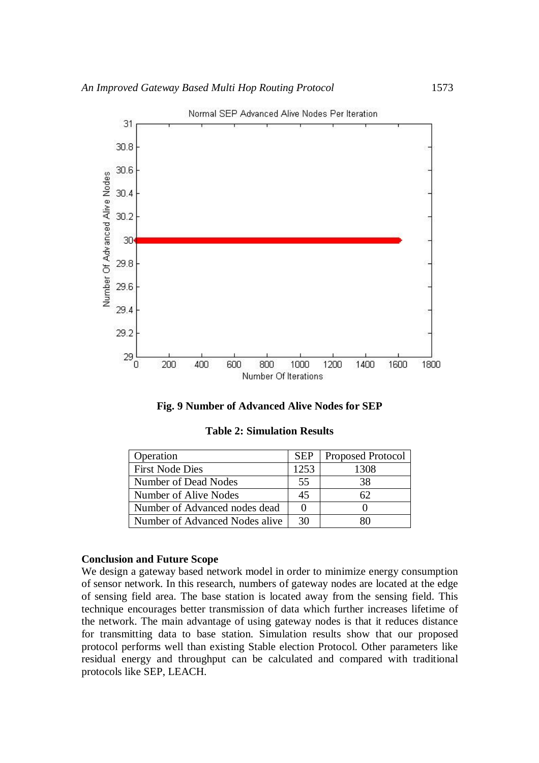**Fig. 9 Number of Advanced Alive Nodes for SEP**

**Table 2: Simulation Results**

| Operation | SEP | Proposed Protocol |
|---|---|---|
| First Node Dies | 1253 | 1308 |
| Number of Dead Nodes | 55 | 38 |
| Number of Alive Nodes | 45 | 62 |
| Number of Advanced nodes dead | 0 | 0 |
| Number of Advanced Nodes alive | 30 | 80 |

### Conclusion and Future Scope

We design a gateway based network model in order to minimize energy consumption of sensor network. In this research, numbers of gateway nodes are located at the edge of sensing field area. The base station is located away from the sensing field. This technique encourages better transmission of data which further increases lifetime of the network. The main advantage of using gateway nodes is that it reduces distance for transmitting data to base station. Simulation results show that our proposed protocol performs well than existing Stable election Protocol. Other parameters like residual energy and throughput can be calculated and compared with traditional protocols like SEP, LEACH.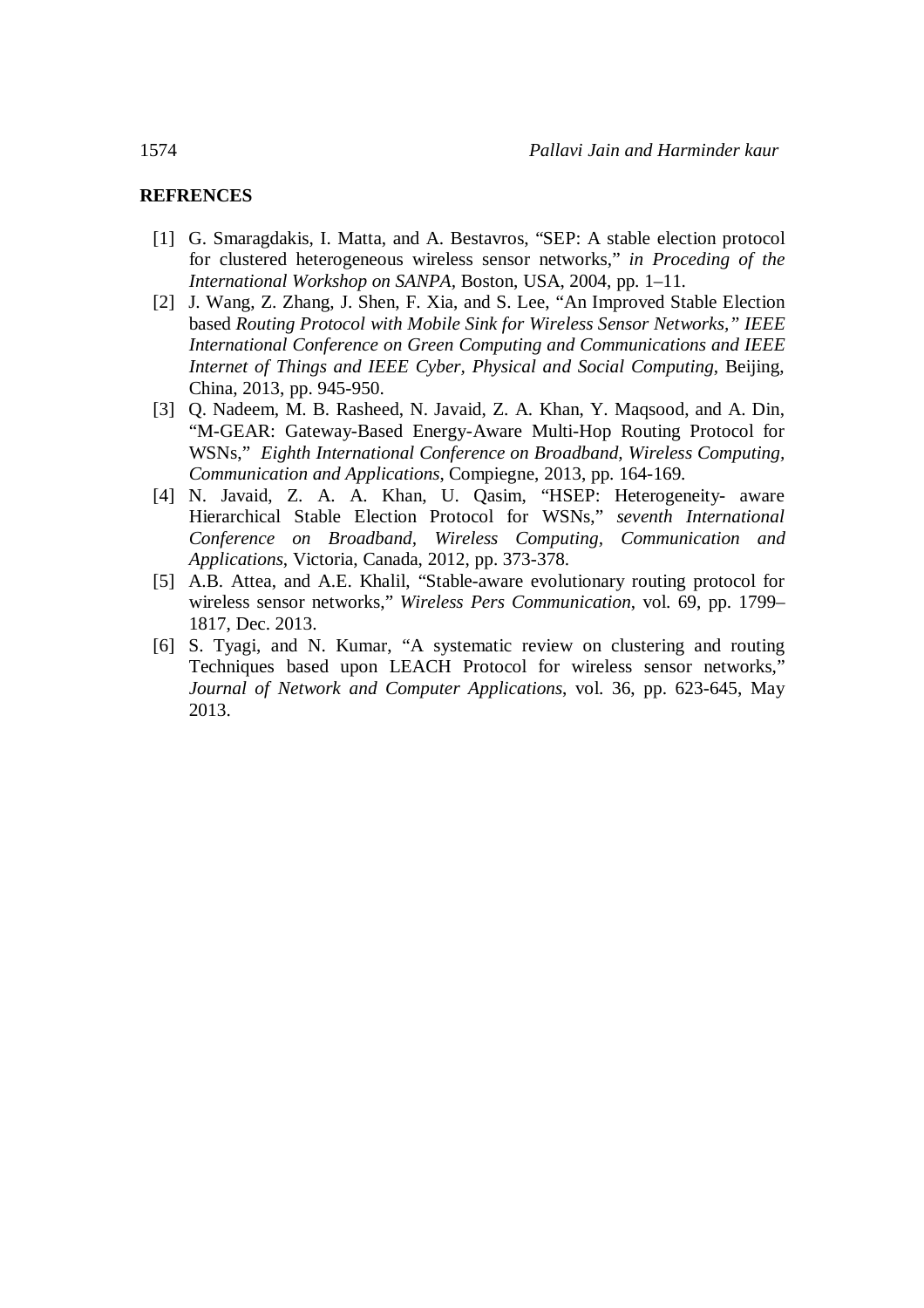## REFRENCES

[1] G. Smaragdakis, I. Matta, and A. Bestavros, "SEP: A stable election protocol for clustered heterogeneous wireless sensor networks," *in Proceding of the International Workshop on SANPA*, Boston, USA, 2004, pp. 1–11.

[2] J. Wang, Z. Zhang, J. Shen, F. Xia, and S. Lee, "An Improved Stable Election based *Routing Protocol with Mobile Sink for Wireless Sensor Networks," IEEE International Conference on Green Computing and Communications and IEEE Internet of Things and IEEE Cyber, Physical and Social Computing*, Beijing, China, 2013, pp. 945-950.

[3] Q. Nadeem, M. B. Rasheed, N. Javaid, Z. A. Khan, Y. Maqsood, and A. Din, "M-GEAR: Gateway-Based Energy-Aware Multi-Hop Routing Protocol for WSNs," *Eighth International Conference on Broadband, Wireless Computing, Communication and Applications*, Compiegne, 2013, pp. 164-169.

[4] N. Javaid, Z. A. A. Khan, U. Qasim, "HSEP: Heterogeneity- aware Hierarchical Stable Election Protocol for WSNs," *seventh International Conference on Broadband, Wireless Computing, Communication and Applications*, Victoria, Canada, 2012, pp. 373-378.

[5] A.B. Attea, and A.E. Khalil, "Stable-aware evolutionary routing protocol for wireless sensor networks," *Wireless Pers Communication*, vol. 69, pp. 1799–1817, Dec. 2013.

[6] S. Tyagi, and N. Kumar, "A systematic review on clustering and routing Techniques based upon LEACH Protocol for wireless sensor networks," *Journal of Network and Computer Applications*, vol. 36, pp. 623-645, May 2013.